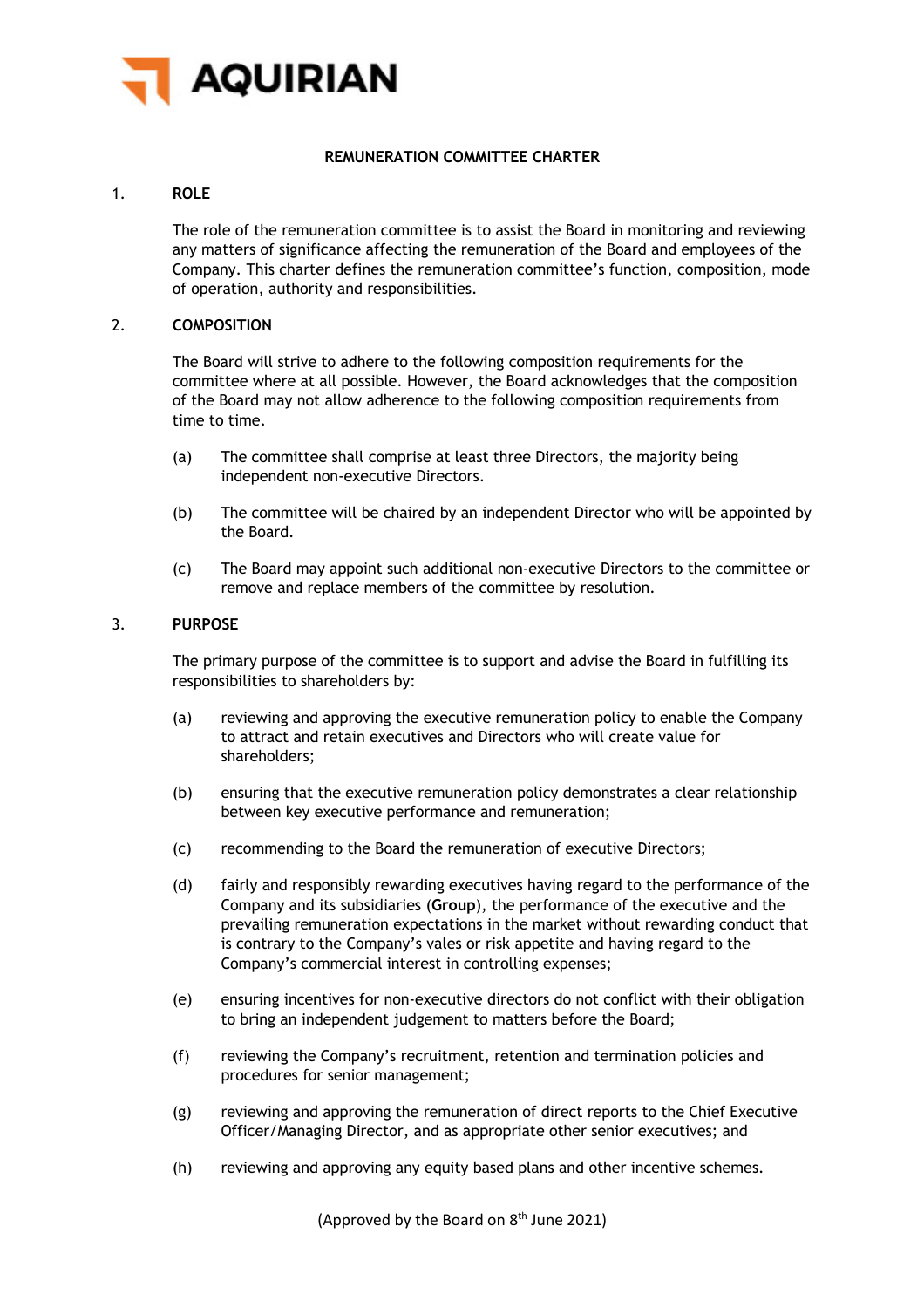AQUIRIAN

# REMUNERATION COMMITTEE CHARTER

## 1. ROLE

The role of the remuneration committee is to assist the Board in monitoring and reviewing any matters of significance affecting the remuneration of the Board and employees of the Company. This charter defines the remuneration committee's function, composition, mode of operation, authority and responsibilities.

## 2. COMPOSITION

The Board will strive to adhere to the following composition requirements for the committee where at all possible. However, the Board acknowledges that the composition of the Board may not allow adherence to the following composition requirements from time to time.

(a) The committee shall comprise at least three Directors, the majority being independent non-executive Directors.

(b) The committee will be chaired by an independent Director who will be appointed by the Board.

(c) The Board may appoint such additional non-executive Directors to the committee or remove and replace members of the committee by resolution.

## 3. PURPOSE

The primary purpose of the committee is to support and advise the Board in fulfilling its responsibilities to shareholders by:

(a) reviewing and approving the executive remuneration policy to enable the Company to attract and retain executives and Directors who will create value for shareholders;

(b) ensuring that the executive remuneration policy demonstrates a clear relationship between key executive performance and remuneration;

(c) recommending to the Board the remuneration of executive Directors;

(d) fairly and responsibly rewarding executives having regard to the performance of the Company and its subsidiaries (**Group**), the performance of the executive and the prevailing remuneration expectations in the market without rewarding conduct that is contrary to the Company's vales or risk appetite and having regard to the Company's commercial interest in controlling expenses;

(e) ensuring incentives for non-executive directors do not conflict with their obligation to bring an independent judgement to matters before the Board;

(f) reviewing the Company's recruitment, retention and termination policies and procedures for senior management;

(g) reviewing and approving the remuneration of direct reports to the Chief Executive Officer/Managing Director, and as appropriate other senior executives; and

(h) reviewing and approving any equity based plans and other incentive schemes.

(Approved by the Board on 8th June 2021)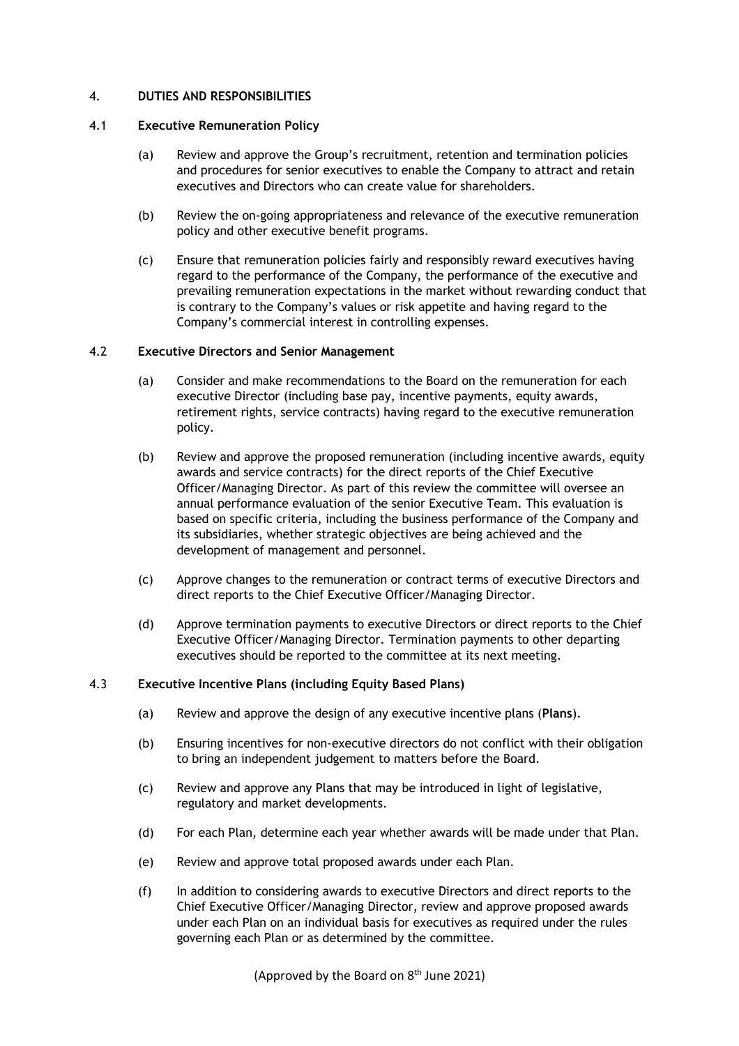## 4. DUTIES AND RESPONSIBILITIES

### 4.1 Executive Remuneration Policy

(a) Review and approve the Group's recruitment, retention and termination policies and procedures for senior executives to enable the Company to attract and retain executives and Directors who can create value for shareholders.

(b) Review the on-going appropriateness and relevance of the executive remuneration policy and other executive benefit programs.

(c) Ensure that remuneration policies fairly and responsibly reward executives having regard to the performance of the Company, the performance of the executive and prevailing remuneration expectations in the market without rewarding conduct that is contrary to the Company's values or risk appetite and having regard to the Company's commercial interest in controlling expenses.

### 4.2 Executive Directors and Senior Management

(a) Consider and make recommendations to the Board on the remuneration for each executive Director (including base pay, incentive payments, equity awards, retirement rights, service contracts) having regard to the executive remuneration policy.

(b) Review and approve the proposed remuneration (including incentive awards, equity awards and service contracts) for the direct reports of the Chief Executive Officer/Managing Director. As part of this review the committee will oversee an annual performance evaluation of the senior Executive Team. This evaluation is based on specific criteria, including the business performance of the Company and its subsidiaries, whether strategic objectives are being achieved and the development of management and personnel.

(c) Approve changes to the remuneration or contract terms of executive Directors and direct reports to the Chief Executive Officer/Managing Director.

(d) Approve termination payments to executive Directors or direct reports to the Chief Executive Officer/Managing Director. Termination payments to other departing executives should be reported to the committee at its next meeting.

### 4.3 Executive Incentive Plans (including Equity Based Plans)

(a) Review and approve the design of any executive incentive plans (**Plans**).

(b) Ensuring incentives for non-executive directors do not conflict with their obligation to bring an independent judgement to matters before the Board.

(c) Review and approve any Plans that may be introduced in light of legislative, regulatory and market developments.

(d) For each Plan, determine each year whether awards will be made under that Plan.

(e) Review and approve total proposed awards under each Plan.

(f) In addition to considering awards to executive Directors and direct reports to the Chief Executive Officer/Managing Director, review and approve proposed awards under each Plan on an individual basis for executives as required under the rules governing each Plan or as determined by the committee.

(Approved by the Board on 8th June 2021)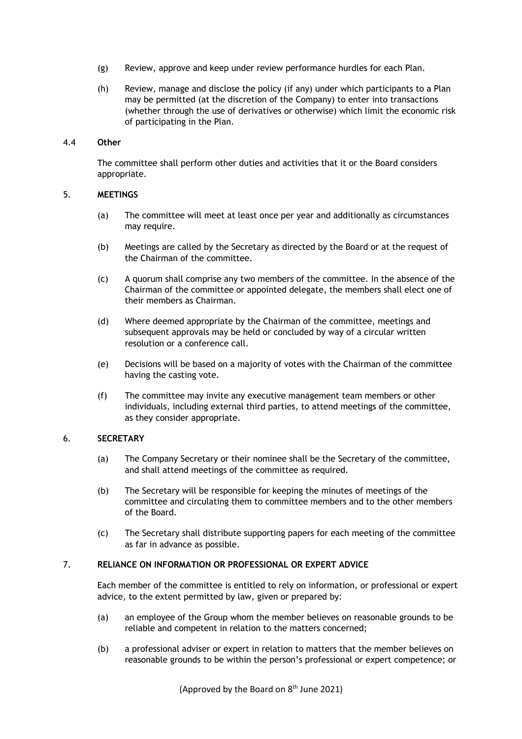(g) Review, approve and keep under review performance hurdles for each Plan.

(h) Review, manage and disclose the policy (if any) under which participants to a Plan may be permitted (at the discretion of the Company) to enter into transactions (whether through the use of derivatives or otherwise) which limit the economic risk of participating in the Plan.

### 4.4 **Other**

The committee shall perform other duties and activities that it or the Board considers appropriate.

## 5. **MEETINGS**

(a) The committee will meet at least once per year and additionally as circumstances may require.

(b) Meetings are called by the Secretary as directed by the Board or at the request of the Chairman of the committee.

(c) A quorum shall comprise any two members of the committee. In the absence of the Chairman of the committee or appointed delegate, the members shall elect one of their members as Chairman.

(d) Where deemed appropriate by the Chairman of the committee, meetings and subsequent approvals may be held or concluded by way of a circular written resolution or a conference call.

(e) Decisions will be based on a majority of votes with the Chairman of the committee having the casting vote.

(f) The committee may invite any executive management team members or other individuals, including external third parties, to attend meetings of the committee, as they consider appropriate.

## 6. **SECRETARY**

(a) The Company Secretary or their nominee shall be the Secretary of the committee, and shall attend meetings of the committee as required.

(b) The Secretary will be responsible for keeping the minutes of meetings of the committee and circulating them to committee members and to the other members of the Board.

(c) The Secretary shall distribute supporting papers for each meeting of the committee as far in advance as possible.

## 7. **RELIANCE ON INFORMATION OR PROFESSIONAL OR EXPERT ADVICE**

Each member of the committee is entitled to rely on information, or professional or expert advice, to the extent permitted by law, given or prepared by:

(a) an employee of the Group whom the member believes on reasonable grounds to be reliable and competent in relation to the matters concerned;

(b) a professional adviser or expert in relation to matters that the member believes on reasonable grounds to be within the person's professional or expert competence; or

(Approved by the Board on 8th June 2021)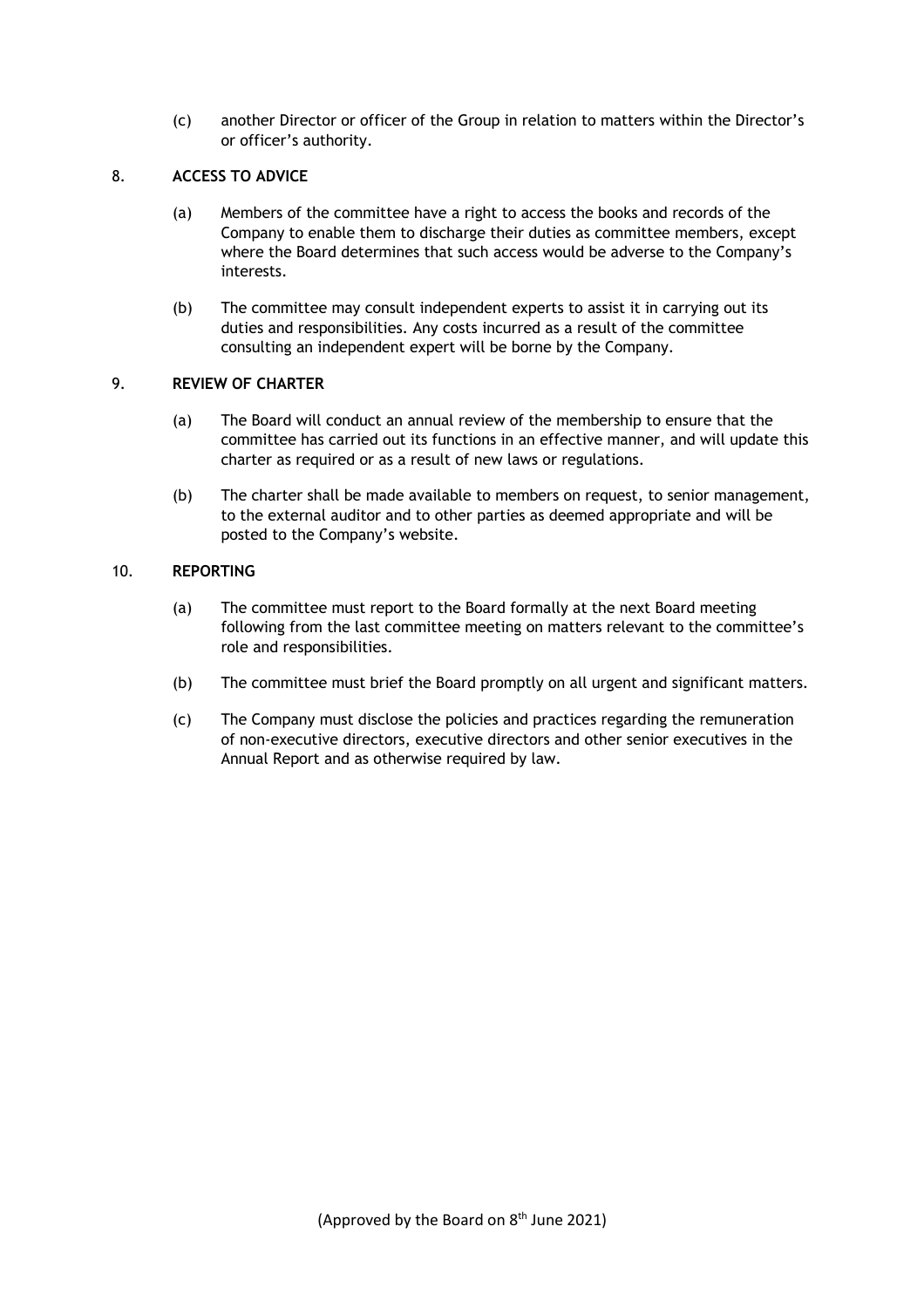(c) another Director or officer of the Group in relation to matters within the Director's or officer's authority.

## 8. ACCESS TO ADVICE

(a) Members of the committee have a right to access the books and records of the Company to enable them to discharge their duties as committee members, except where the Board determines that such access would be adverse to the Company's interests.

(b) The committee may consult independent experts to assist it in carrying out its duties and responsibilities. Any costs incurred as a result of the committee consulting an independent expert will be borne by the Company.

## 9. REVIEW OF CHARTER

(a) The Board will conduct an annual review of the membership to ensure that the committee has carried out its functions in an effective manner, and will update this charter as required or as a result of new laws or regulations.

(b) The charter shall be made available to members on request, to senior management, to the external auditor and to other parties as deemed appropriate and will be posted to the Company's website.

## 10. REPORTING

(a) The committee must report to the Board formally at the next Board meeting following from the last committee meeting on matters relevant to the committee's role and responsibilities.

(b) The committee must brief the Board promptly on all urgent and significant matters.

(c) The Company must disclose the policies and practices regarding the remuneration of non-executive directors, executive directors and other senior executives in the Annual Report and as otherwise required by law.

(Approved by the Board on 8th June 2021)